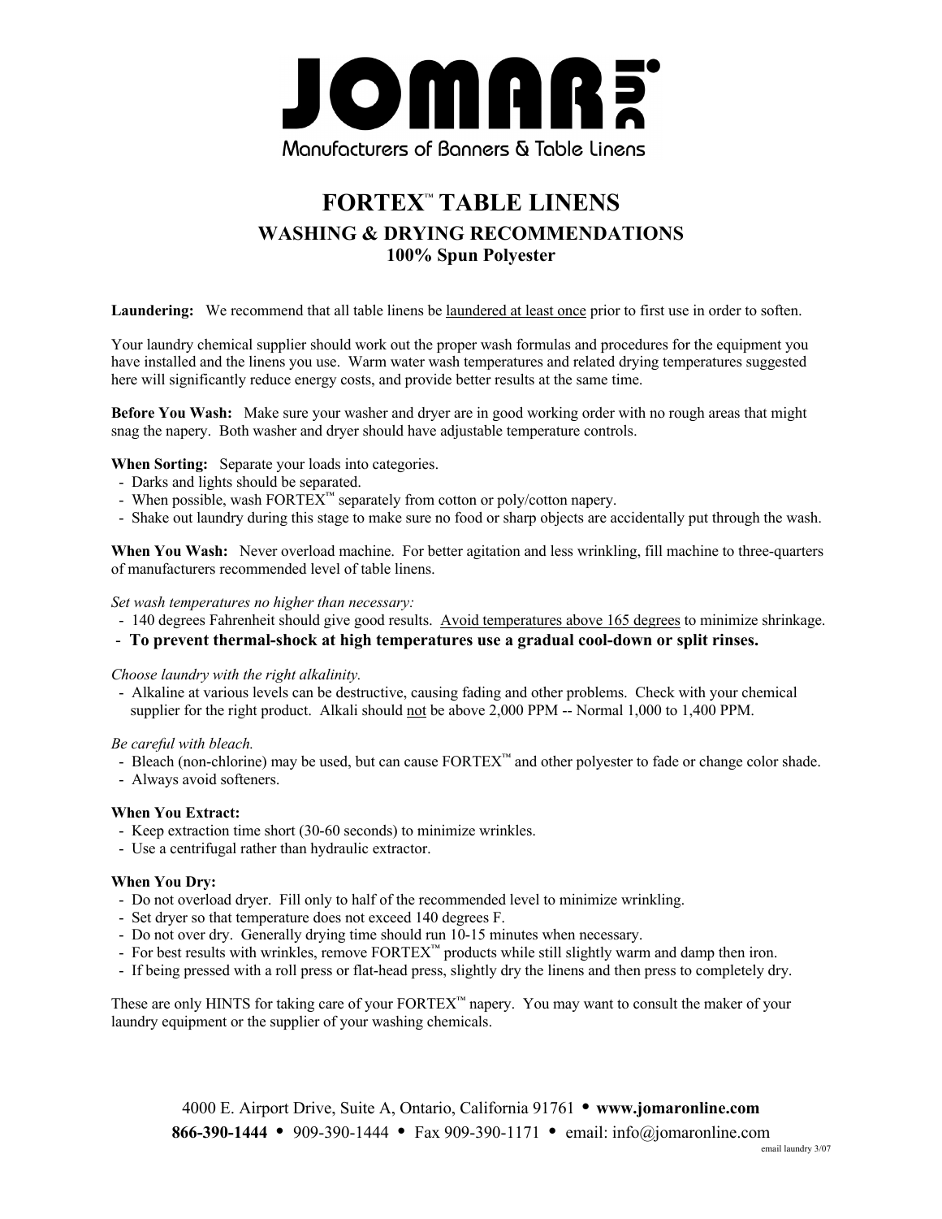# JOMAR Inc.

Manufacturers of Banners & Table Linens

## FORTEX™ TABLE LINENS

### WASHING & DRYING RECOMMENDATIONS

**100% Spun Polyester**

**Laundering:** We recommend that all table linens be laundered at least once prior to first use in order to soften.

Your laundry chemical supplier should work out the proper wash formulas and procedures for the equipment you have installed and the linens you use. Warm water wash temperatures and related drying temperatures suggested here will significantly reduce energy costs, and provide better results at the same time.

**Before You Wash:** Make sure your washer and dryer are in good working order with no rough areas that might snag the napery. Both washer and dryer should have adjustable temperature controls.

**When Sorting:** Separate your loads into categories.

- Darks and lights should be separated.
- When possible, wash FORTEX™ separately from cotton or poly/cotton napery.
- Shake out laundry during this stage to make sure no food or sharp objects are accidentally put through the wash.

**When You Wash:** Never overload machine. For better agitation and less wrinkling, fill machine to three-quarters of manufacturers recommended level of table linens.

*Set wash temperatures no higher than necessary:*

- 140 degrees Fahrenheit should give good results. Avoid temperatures above 165 degrees to minimize shrinkage.
- **To prevent thermal-shock at high temperatures use a gradual cool-down or split rinses.**

*Choose laundry with the right alkalinity.*

- Alkaline at various levels can be destructive, causing fading and other problems. Check with your chemical supplier for the right product. Alkali should not be above 2,000 PPM -- Normal 1,000 to 1,400 PPM.

*Be careful with bleach.*

- Bleach (non-chlorine) may be used, but can cause FORTEX™ and other polyester to fade or change color shade.
- Always avoid softeners.

**When You Extract:**

- Keep extraction time short (30-60 seconds) to minimize wrinkles.
- Use a centrifugal rather than hydraulic extractor.

**When You Dry:**

- Do not overload dryer. Fill only to half of the recommended level to minimize wrinkling.
- Set dryer so that temperature does not exceed 140 degrees F.
- Do not over dry. Generally drying time should run 10-15 minutes when necessary.
- For best results with wrinkles, remove FORTEX™ products while still slightly warm and damp then iron.
- If being pressed with a roll press or flat-head press, slightly dry the linens and then press to completely dry.

These are only HINTS for taking care of your FORTEX™ napery. You may want to consult the maker of your laundry equipment or the supplier of your washing chemicals.

4000 E. Airport Drive, Suite A, Ontario, California 91761 • **www.jomaronline.com**

**866-390-1444** • 909-390-1444 • Fax 909-390-1171 • email: info@jomaronline.com

email laundry 3/07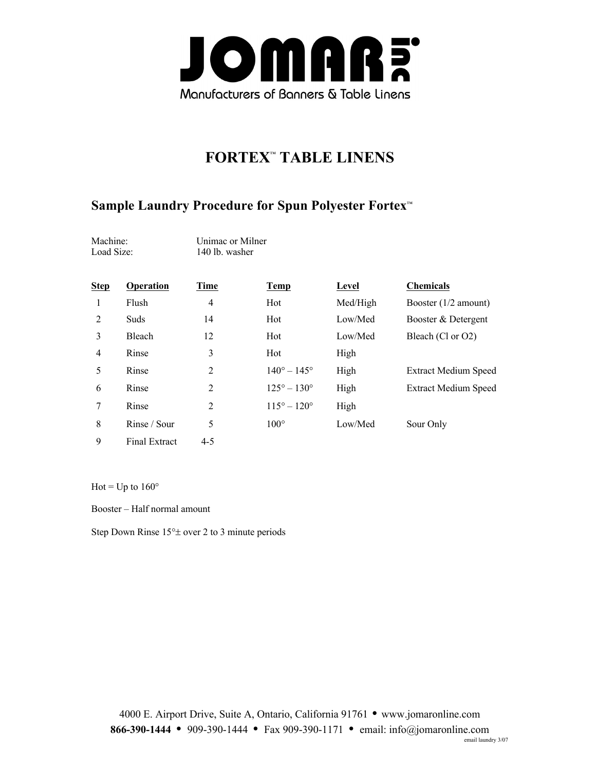# FORTEX™ TABLE LINENS

## Sample Laundry Procedure for Spun Polyester Fortex™

Machine: Unimac or Milner
Load Size: 140 lb. washer

| Step | Operation | Time | Temp | Level | Chemicals |
|---|---|---|---|---|---|
| 1 | Flush | 4 | Hot | Med/High | Booster (1/2 amount) |
| 2 | Suds | 14 | Hot | Low/Med | Booster & Detergent |
| 3 | Bleach | 12 | Hot | Low/Med | Bleach (Cl or O2) |
| 4 | Rinse | 3 | Hot | High | |
| 5 | Rinse | 2 | 140° – 145° | High | Extract Medium Speed |
| 6 | Rinse | 2 | 125° – 130° | High | Extract Medium Speed |
| 7 | Rinse | 2 | 115° – 120° | High | |
| 8 | Rinse / Sour | 5 | 100° | Low/Med | Sour Only |
| 9 | Final Extract | 4-5 | | | |

Hot = Up to 160°

Booster – Half normal amount

Step Down Rinse 15°± over 2 to 3 minute periods

4000 E. Airport Drive, Suite A, Ontario, California 91761 • www.jomaronline.com
**866-390-1444** • 909-390-1444 • Fax 909-390-1171 • email: info@jomaronline.com

email laundry 3/07